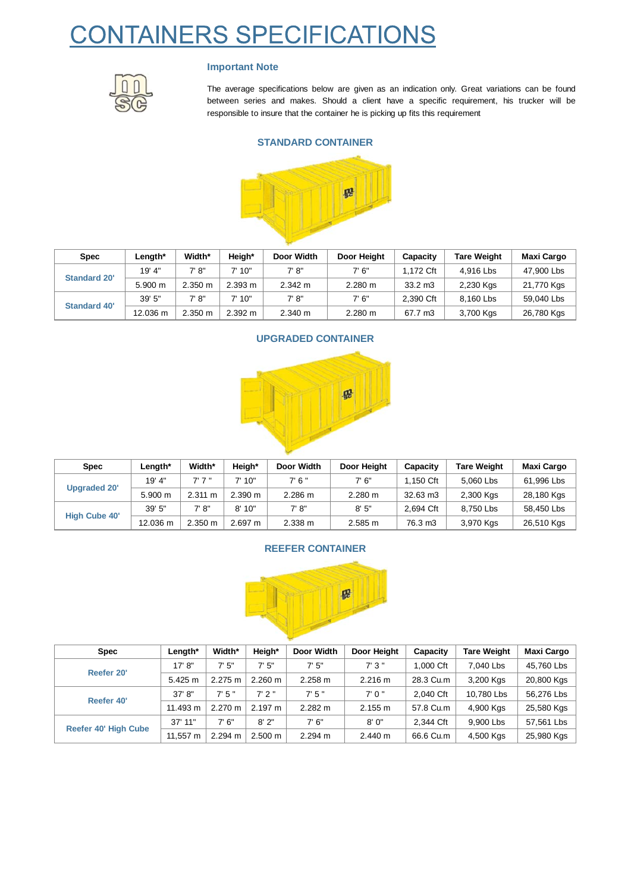# CONTAINERS SPECIFICATIONS

### Important Note

The average specifications below are given as an indication only. Great variations can be found between series and makes. Should a client have a specific requirement, his trucker will be responsible to insure that the container he is picking up fits this requirement

## STANDARD CONTAINER

| Spec | Length* | Width* | Heigh* | Door Width | Door Height | Capacity | Tare Weight | Maxi Cargo |
|---|---|---|---|---|---|---|---|---|
| Standard 20' | 19' 4" | 7' 8" | 7' 10" | 7' 8" | 7' 6" | 1,172 Cft | 4,916 Lbs | 47,900 Lbs |
| | 5.900 m | 2.350 m | 2.393 m | 2.342 m | 2.280 m | 33.2 m3 | 2,230 Kgs | 21,770 Kgs |
| Standard 40' | 39' 5" | 7' 8" | 7' 10" | 7' 8" | 7' 6" | 2,390 Cft | 8,160 Lbs | 59,040 Lbs |
| | 12.036 m | 2.350 m | 2.392 m | 2.340 m | 2.280 m | 67.7 m3 | 3,700 Kgs | 26,780 Kgs |

## UPGRADED CONTAINER

| Spec | Length* | Width* | Heigh* | Door Width | Door Height | Capacity | Tare Weight | Maxi Cargo |
|---|---|---|---|---|---|---|---|---|
| Upgraded 20' | 19' 4" | 7' 7 " | 7' 10" | 7' 6 " | 7' 6" | 1,150 Cft | 5,060 Lbs | 61,996 Lbs |
| | 5.900 m | 2.311 m | 2.390 m | 2.286 m | 2.280 m | 32.63 m3 | 2,300 Kgs | 28,180 Kgs |
| High Cube 40' | 39' 5" | 7' 8" | 8' 10" | 7' 8" | 8' 5" | 2,694 Cft | 8,750 Lbs | 58,450 Lbs |
| | 12.036 m | 2.350 m | 2.697 m | 2.338 m | 2.585 m | 76.3 m3 | 3,970 Kgs | 26,510 Kgs |

## REEFER CONTAINER

| Spec | Length* | Width* | Heigh* | Door Width | Door Height | Capacity | Tare Weight | Maxi Cargo |
|---|---|---|---|---|---|---|---|---|
| Reefer 20' | 17' 8" | 7' 5" | 7' 5" | 7' 5" | 7' 3 " | 1,000 Cft | 7,040 Lbs | 45,760 Lbs |
| | 5.425 m | 2.275 m | 2.260 m | 2.258 m | 2.216 m | 28.3 Cu.m | 3,200 Kgs | 20,800 Kgs |
| Reefer 40' | 37' 8" | 7' 5 " | 7' 2 " | 7' 5 " | 7' 0 " | 2,040 Cft | 10,780 Lbs | 56,276 Lbs |
| | 11.493 m | 2.270 m | 2.197 m | 2.282 m | 2.155 m | 57.8 Cu.m | 4,900 Kgs | 25,580 Kgs |
| Reefer 40' High Cube | 37' 11" | 7' 6" | 8' 2" | 7' 6" | 8' 0" | 2,344 Cft | 9,900 Lbs | 57,561 Lbs |
| | 11,557 m | 2.294 m | 2.500 m | 2.294 m | 2.440 m | 66.6 Cu.m | 4,500 Kgs | 25,980 Kgs |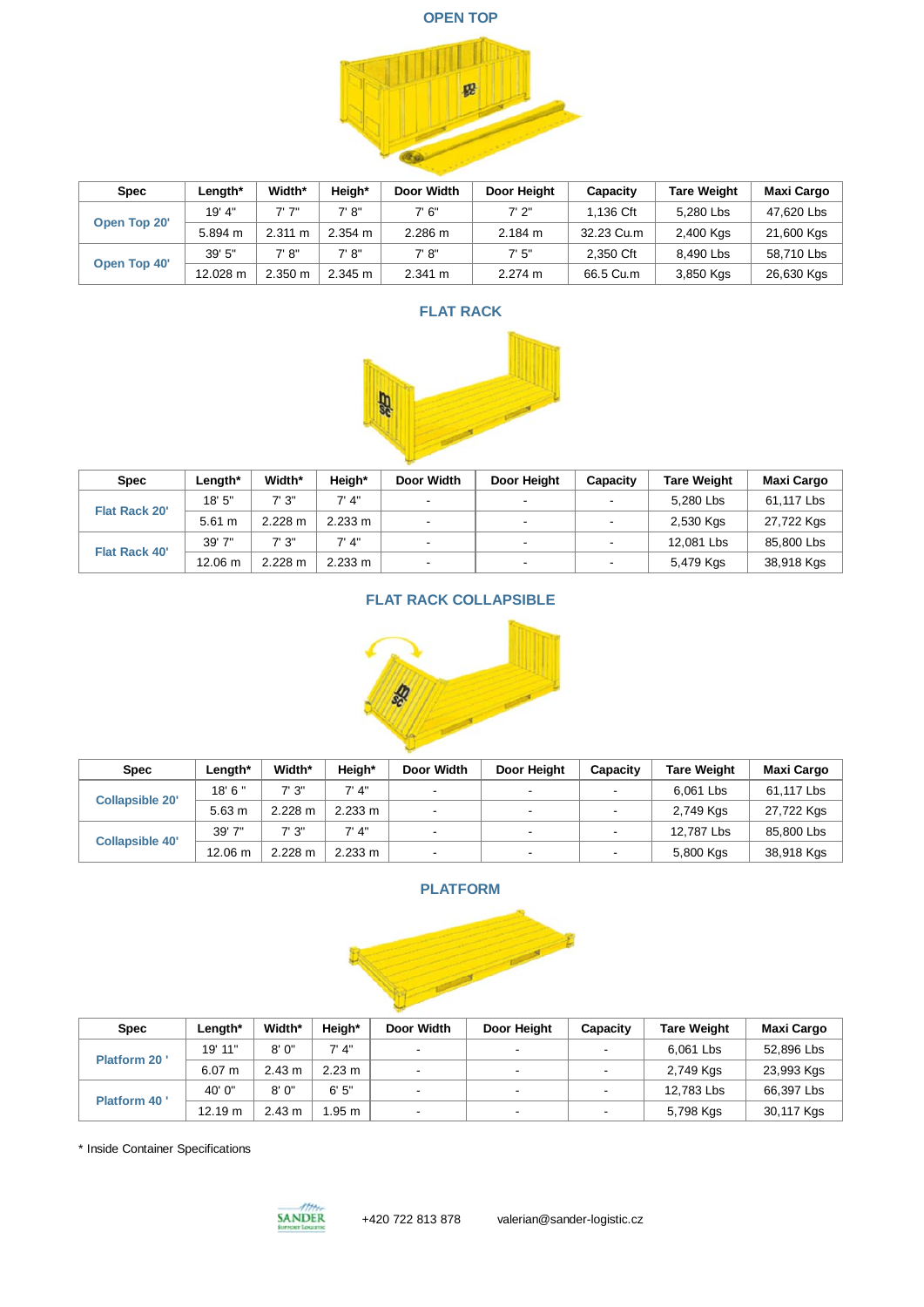## OPEN TOP

| Spec | Length* | Width* | Heigh* | Door Width | Door Height | Capacity | Tare Weight | Maxi Cargo |
|---|---|---|---|---|---|---|---|---|
| Open Top 20' | 19' 4" | 7' 7" | 7' 8" | 7' 6" | 7' 2" | 1,136 Cft | 5,280 Lbs | 47,620 Lbs |
| | 5.894 m | 2.311 m | 2.354 m | 2.286 m | 2.184 m | 32.23 Cu.m | 2,400 Kgs | 21,600 Kgs |
| Open Top 40' | 39' 5" | 7' 8" | 7' 8" | 7' 8" | 7' 5" | 2,350 Cft | 8,490 Lbs | 58,710 Lbs |
| | 12.028 m | 2.350 m | 2.345 m | 2.341 m | 2.274 m | 66.5 Cu.m | 3,850 Kgs | 26,630 Kgs |

## FLAT RACK

| Spec | Length* | Width* | Heigh* | Door Width | Door Height | Capacity | Tare Weight | Maxi Cargo |
|---|---|---|---|---|---|---|---|---|
| Flat Rack 20' | 18' 5" | 7' 3" | 7' 4" | - | - | - | 5,280 Lbs | 61,117 Lbs |
| | 5.61 m | 2.228 m | 2.233 m | - | - | - | 2,530 Kgs | 27,722 Kgs |
| Flat Rack 40' | 39' 7" | 7' 3" | 7' 4" | - | - | - | 12,081 Lbs | 85,800 Lbs |
| | 12.06 m | 2.228 m | 2.233 m | - | - | - | 5,479 Kgs | 38,918 Kgs |

## FLAT RACK COLLAPSIBLE

| Spec | Length* | Width* | Heigh* | Door Width | Door Height | Capacity | Tare Weight | Maxi Cargo |
|---|---|---|---|---|---|---|---|---|
| Collapsible 20' | 18' 6 " | 7' 3" | 7' 4" | - | - | - | 6,061 Lbs | 61,117 Lbs |
| | 5.63 m | 2.228 m | 2.233 m | - | - | - | 2,749 Kgs | 27,722 Kgs |
| Collapsible 40' | 39' 7" | 7' 3" | 7' 4" | - | - | - | 12,787 Lbs | 85,800 Lbs |
| | 12.06 m | 2.228 m | 2.233 m | - | - | - | 5,800 Kgs | 38,918 Kgs |

## PLATFORM

| Spec | Length* | Width* | Heigh* | Door Width | Door Height | Capacity | Tare Weight | Maxi Cargo |
|---|---|---|---|---|---|---|---|---|
| Platform 20 ' | 19' 11" | 8' 0" | 7' 4" | - | - | - | 6,061 Lbs | 52,896 Lbs |
| | 6.07 m | 2.43 m | 2.23 m | - | - | - | 2,749 Kgs | 23,993 Kgs |
| Platform 40 ' | 40' 0" | 8' 0" | 6' 5" | - | - | - | 12,783 Lbs | 66,397 Lbs |
| | 12.19 m | 2.43 m | 1.95 m | - | - | - | 5,798 Kgs | 30,117 Kgs |

* Inside Container Specifications

SANDER Support Logistic +420 722 813 878 valerian@sander-logistic.cz